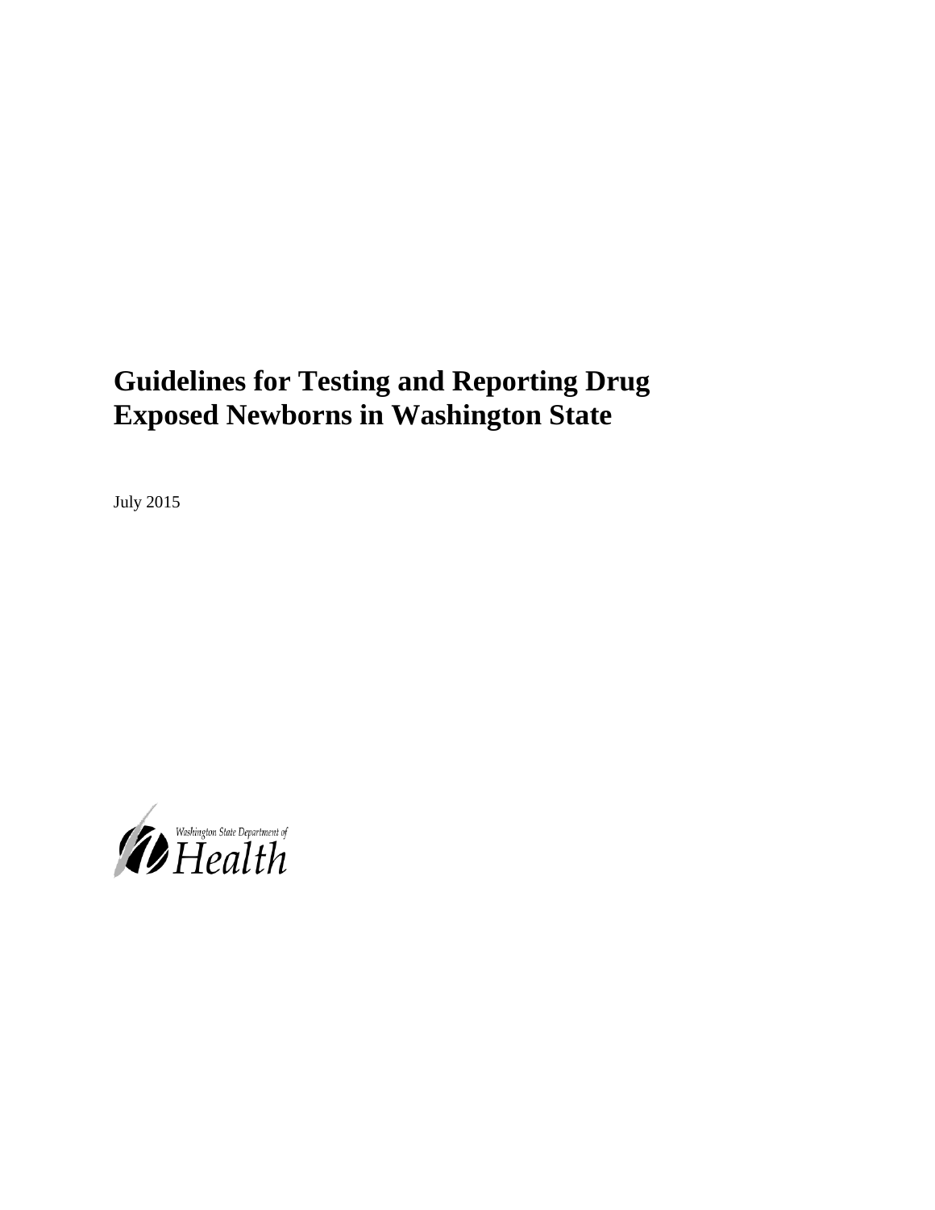# Guidelines for Testing and Reporting Drug Exposed Newborns in Washington State

July 2015

Washington State Department of Health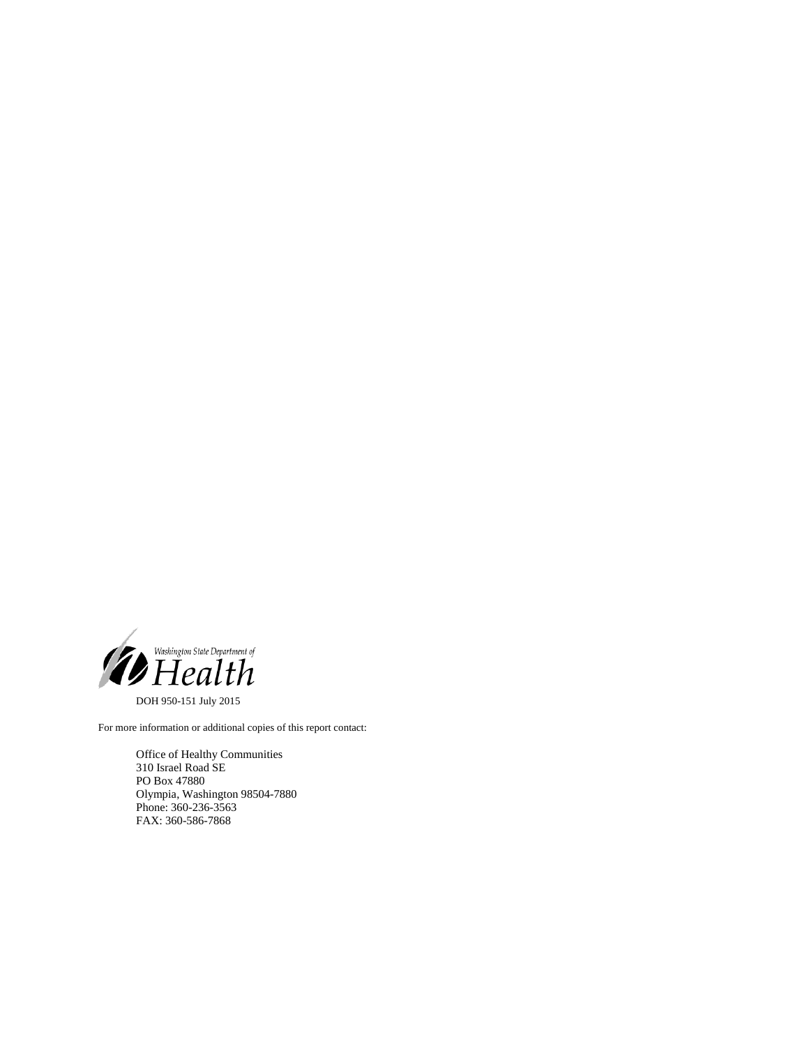Washington State Department of Health

DOH 950-151 July 2015

For more information or additional copies of this report contact:

Office of Healthy Communities
310 Israel Road SE
PO Box 47880
Olympia, Washington 98504-7880
Phone: 360-236-3563
FAX: 360-586-7868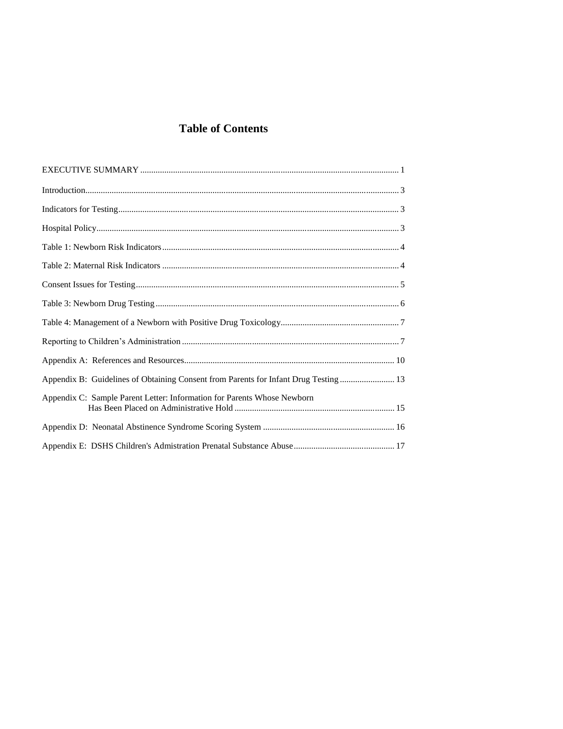# Table of Contents

EXECUTIVE SUMMARY ........................................................................................................ 1

Introduction.............................................................................................................................. 3

Indicators for Testing............................................................................................................... 3

Hospital Policy.......................................................................................................................... 3

Table 1: Newborn Risk Indicators............................................................................................ 4

Table 2: Maternal Risk Indicators ............................................................................................ 4

Consent Issues for Testing........................................................................................................ 5

Table 3: Newborn Drug Testing............................................................................................... 6

Table 4: Management of a Newborn with Positive Drug Toxicology...................................... 7

Reporting to Children's Administration ................................................................................... 7

Appendix A: References and Resources................................................................................ 10

Appendix B: Guidelines of Obtaining Consent from Parents for Infant Drug Testing ......................... 13

Appendix C: Sample Parent Letter: Information for Parents Whose Newborn Has Been Placed on Administrative Hold ........................................................................ 15

Appendix D: Neonatal Abstinence Syndrome Scoring System ............................................ 16

Appendix E: DSHS Children's Admistration Prenatal Substance Abuse.............................................. 17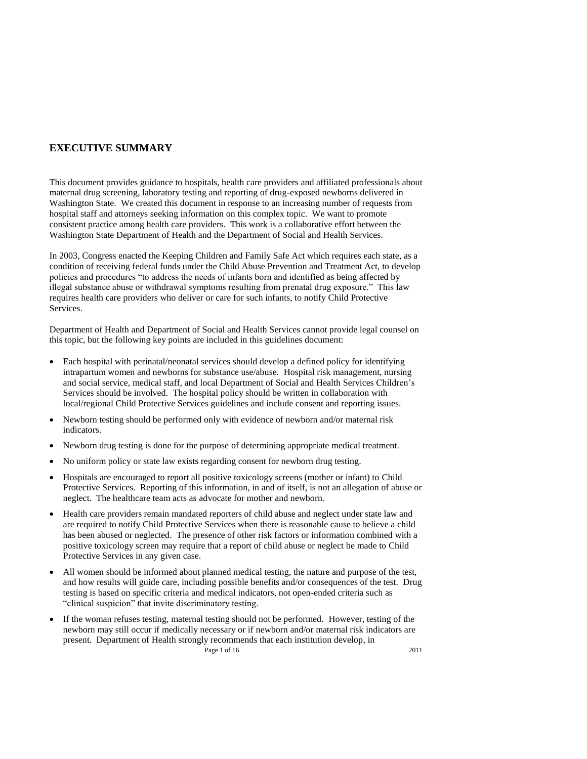## EXECUTIVE SUMMARY

This document provides guidance to hospitals, health care providers and affiliated professionals about maternal drug screening, laboratory testing and reporting of drug-exposed newborns delivered in Washington State. We created this document in response to an increasing number of requests from hospital staff and attorneys seeking information on this complex topic. We want to promote consistent practice among health care providers. This work is a collaborative effort between the Washington State Department of Health and the Department of Social and Health Services.

In 2003, Congress enacted the Keeping Children and Family Safe Act which requires each state, as a condition of receiving federal funds under the Child Abuse Prevention and Treatment Act, to develop policies and procedures "to address the needs of infants born and identified as being affected by illegal substance abuse or withdrawal symptoms resulting from prenatal drug exposure." This law requires health care providers who deliver or care for such infants, to notify Child Protective Services.

Department of Health and Department of Social and Health Services cannot provide legal counsel on this topic, but the following key points are included in this guidelines document:

- Each hospital with perinatal/neonatal services should develop a defined policy for identifying intrapartum women and newborns for substance use/abuse. Hospital risk management, nursing and social service, medical staff, and local Department of Social and Health Services Children's Services should be involved. The hospital policy should be written in collaboration with local/regional Child Protective Services guidelines and include consent and reporting issues.
- Newborn testing should be performed only with evidence of newborn and/or maternal risk indicators.
- Newborn drug testing is done for the purpose of determining appropriate medical treatment.
- No uniform policy or state law exists regarding consent for newborn drug testing.
- Hospitals are encouraged to report all positive toxicology screens (mother or infant) to Child Protective Services. Reporting of this information, in and of itself, is not an allegation of abuse or neglect. The healthcare team acts as advocate for mother and newborn.
- Health care providers remain mandated reporters of child abuse and neglect under state law and are required to notify Child Protective Services when there is reasonable cause to believe a child has been abused or neglected. The presence of other risk factors or information combined with a positive toxicology screen may require that a report of child abuse or neglect be made to Child Protective Services in any given case.
- All women should be informed about planned medical testing, the nature and purpose of the test, and how results will guide care, including possible benefits and/or consequences of the test. Drug testing is based on specific criteria and medical indicators, not open-ended criteria such as "clinical suspicion" that invite discriminatory testing.
- If the woman refuses testing, maternal testing should not be performed. However, testing of the newborn may still occur if medically necessary or if newborn and/or maternal risk indicators are present. Department of Health strongly recommends that each institution develop, in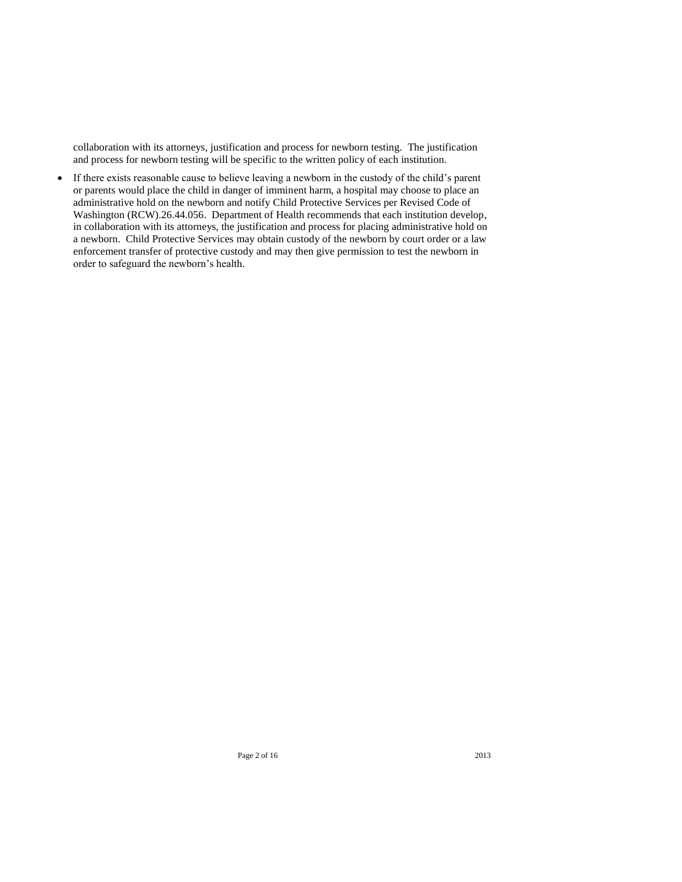collaboration with its attorneys, justification and process for newborn testing. The justification and process for newborn testing will be specific to the written policy of each institution.

- If there exists reasonable cause to believe leaving a newborn in the custody of the child's parent or parents would place the child in danger of imminent harm, a hospital may choose to place an administrative hold on the newborn and notify Child Protective Services per Revised Code of Washington (RCW).26.44.056. Department of Health recommends that each institution develop, in collaboration with its attorneys, the justification and process for placing administrative hold on a newborn. Child Protective Services may obtain custody of the newborn by court order or a law enforcement transfer of protective custody and may then give permission to test the newborn in order to safeguard the newborn's health.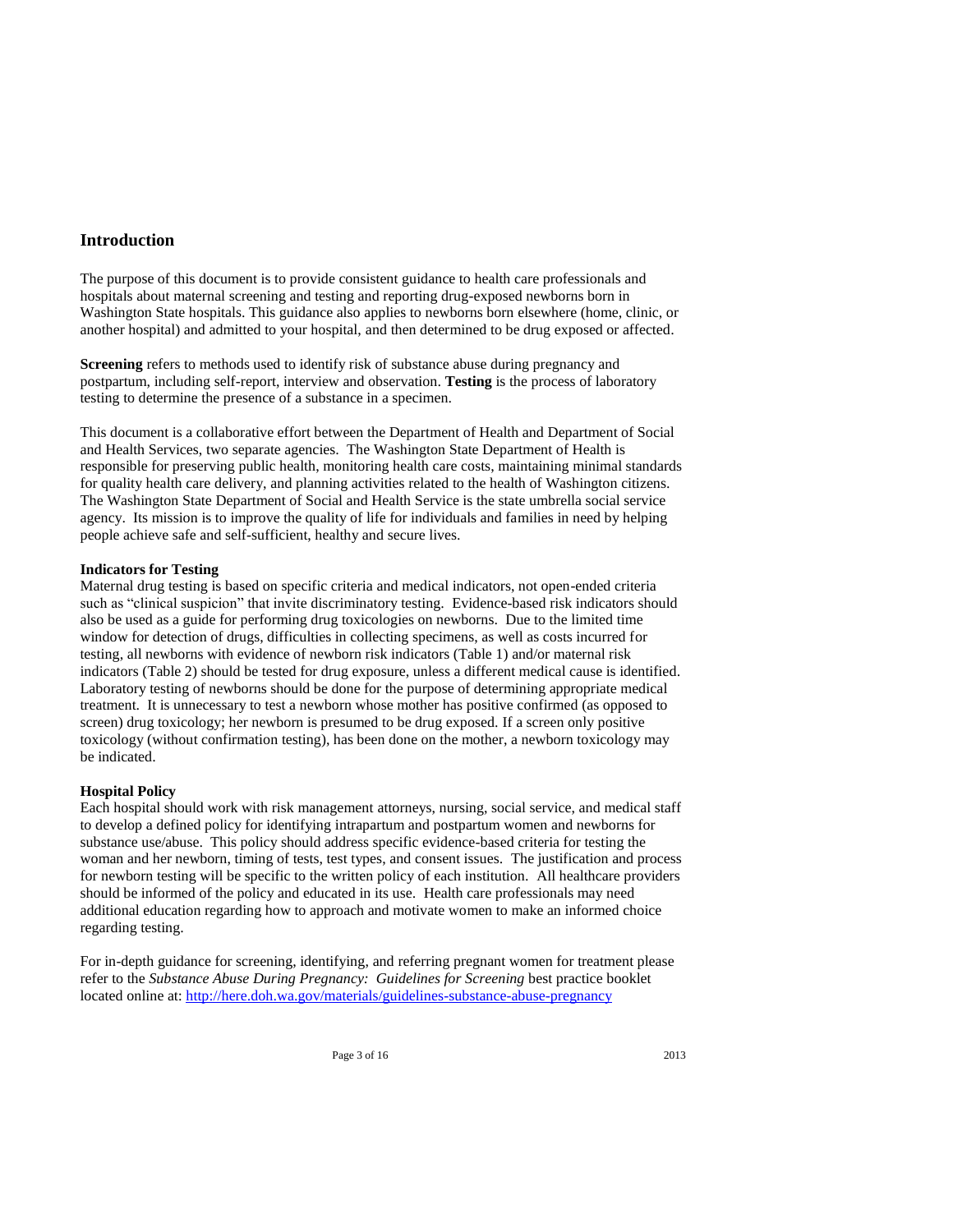## Introduction

The purpose of this document is to provide consistent guidance to health care professionals and hospitals about maternal screening and testing and reporting drug-exposed newborns born in Washington State hospitals. This guidance also applies to newborns born elsewhere (home, clinic, or another hospital) and admitted to your hospital, and then determined to be drug exposed or affected.

**Screening** refers to methods used to identify risk of substance abuse during pregnancy and postpartum, including self-report, interview and observation. **Testing** is the process of laboratory testing to determine the presence of a substance in a specimen.

This document is a collaborative effort between the Department of Health and Department of Social and Health Services, two separate agencies. The Washington State Department of Health is responsible for preserving public health, monitoring health care costs, maintaining minimal standards for quality health care delivery, and planning activities related to the health of Washington citizens. The Washington State Department of Social and Health Service is the state umbrella social service agency. Its mission is to improve the quality of life for individuals and families in need by helping people achieve safe and self-sufficient, healthy and secure lives.

**Indicators for Testing**

Maternal drug testing is based on specific criteria and medical indicators, not open-ended criteria such as "clinical suspicion" that invite discriminatory testing. Evidence-based risk indicators should also be used as a guide for performing drug toxicologies on newborns. Due to the limited time window for detection of drugs, difficulties in collecting specimens, as well as costs incurred for testing, all newborns with evidence of newborn risk indicators (Table 1) and/or maternal risk indicators (Table 2) should be tested for drug exposure, unless a different medical cause is identified. Laboratory testing of newborns should be done for the purpose of determining appropriate medical treatment. It is unnecessary to test a newborn whose mother has positive confirmed (as opposed to screen) drug toxicology; her newborn is presumed to be drug exposed. If a screen only positive toxicology (without confirmation testing), has been done on the mother, a newborn toxicology may be indicated.

**Hospital Policy**

Each hospital should work with risk management attorneys, nursing, social service, and medical staff to develop a defined policy for identifying intrapartum and postpartum women and newborns for substance use/abuse. This policy should address specific evidence-based criteria for testing the woman and her newborn, timing of tests, test types, and consent issues. The justification and process for newborn testing will be specific to the written policy of each institution. All healthcare providers should be informed of the policy and educated in its use. Health care professionals may need additional education regarding how to approach and motivate women to make an informed choice regarding testing.

For in-depth guidance for screening, identifying, and referring pregnant women for treatment please refer to the *Substance Abuse During Pregnancy: Guidelines for Screening* best practice booklet located online at: http://here.doh.wa.gov/materials/guidelines-substance-abuse-pregnancy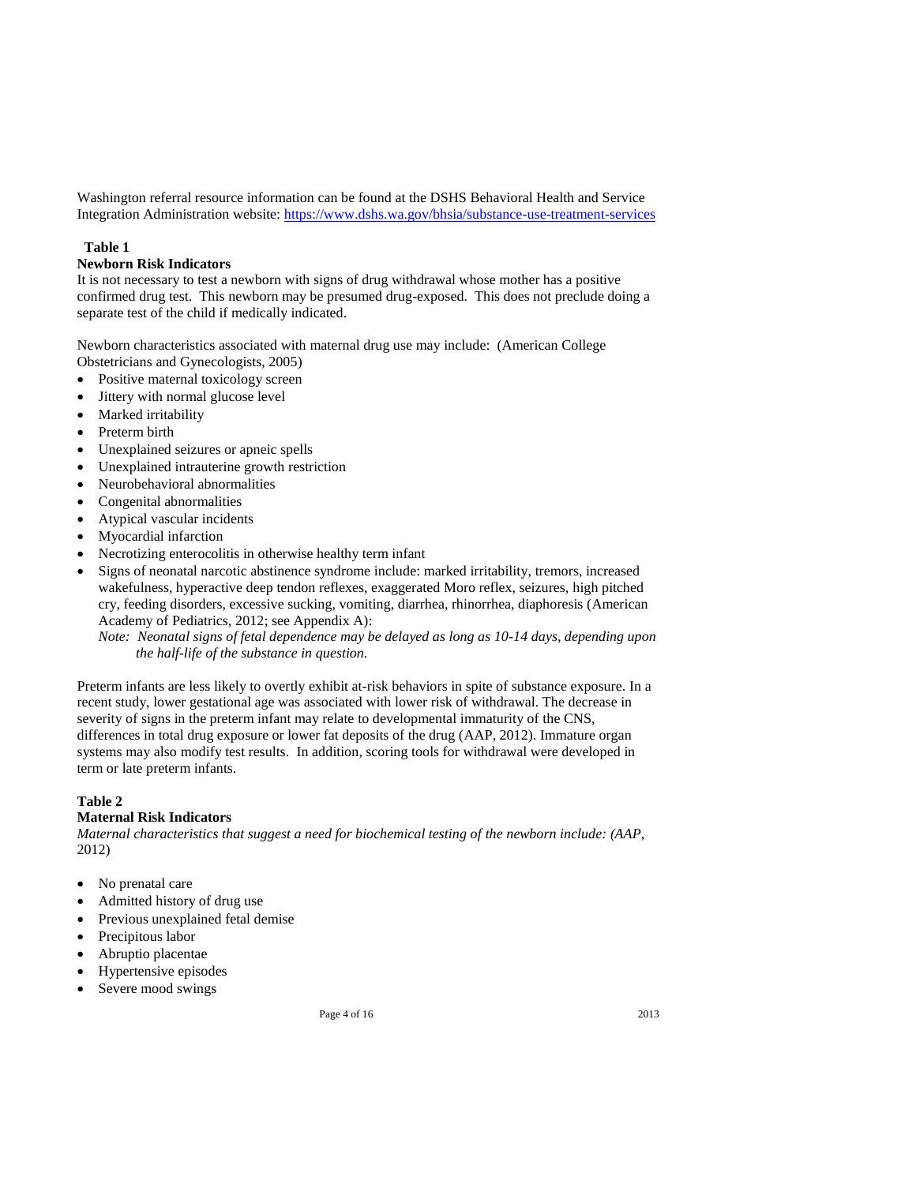Washington referral resource information can be found at the DSHS Behavioral Health and Service Integration Administration website: [https://www.dshs.wa.gov/bhsia/substance-use-treatment-services](https://www.dshs.wa.gov/bhsia/substance-use-treatment-services)

**Table 1**

**Newborn Risk Indicators**

It is not necessary to test a newborn with signs of drug withdrawal whose mother has a positive confirmed drug test. This newborn may be presumed drug-exposed. This does not preclude doing a separate test of the child if medically indicated.

Newborn characteristics associated with maternal drug use may include: (American College Obstetricians and Gynecologists, 2005)

- Positive maternal toxicology screen
- Jittery with normal glucose level
- Marked irritability
- Preterm birth
- Unexplained seizures or apneic spells
- Unexplained intrauterine growth restriction
- Neurobehavioral abnormalities
- Congenital abnormalities
- Atypical vascular incidents
- Myocardial infarction
- Necrotizing enterocolitis in otherwise healthy term infant
- Signs of neonatal narcotic abstinence syndrome include: marked irritability, tremors, increased wakefulness, hyperactive deep tendon reflexes, exaggerated Moro reflex, seizures, high pitched cry, feeding disorders, excessive sucking, vomiting, diarrhea, rhinorrhea, diaphoresis (American Academy of Pediatrics, 2012; see Appendix A):

  *Note: Neonatal signs of fetal dependence may be delayed as long as 10-14 days, depending upon the half-life of the substance in question.*

Preterm infants are less likely to overtly exhibit at-risk behaviors in spite of substance exposure. In a recent study, lower gestational age was associated with lower risk of withdrawal. The decrease in severity of signs in the preterm infant may relate to developmental immaturity of the CNS, differences in total drug exposure or lower fat deposits of the drug (AAP, 2012). Immature organ systems may also modify test results. In addition, scoring tools for withdrawal were developed in term or late preterm infants.

**Table 2**

**Maternal Risk Indicators**

*Maternal characteristics that suggest a need for biochemical testing of the newborn include: (AAP,* 2012)

- No prenatal care
- Admitted history of drug use
- Previous unexplained fetal demise
- Precipitous labor
- Abruptio placentae
- Hypertensive episodes
- Severe mood swings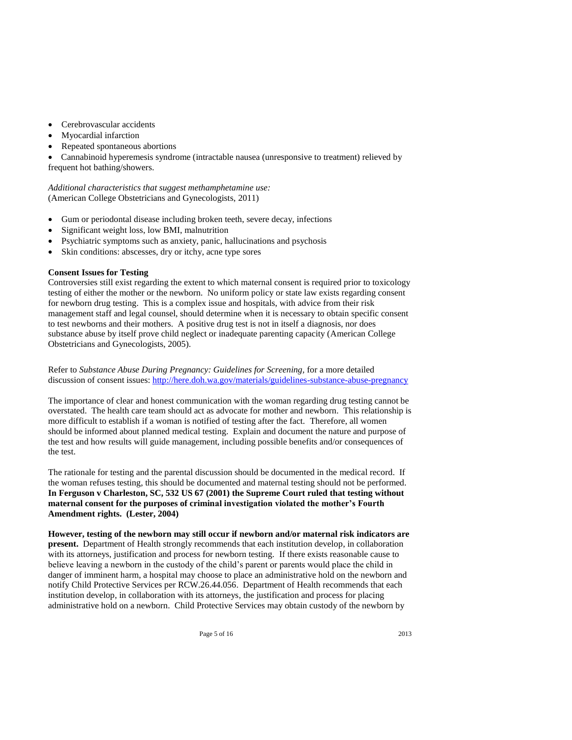- Cerebrovascular accidents
- Myocardial infarction
- Repeated spontaneous abortions
- Cannabinoid hyperemesis syndrome (intractable nausea (unresponsive to treatment) relieved by frequent hot bathing/showers.

*Additional characteristics that suggest methamphetamine use:*
(American College Obstetricians and Gynecologists, 2011)

- Gum or periodontal disease including broken teeth, severe decay, infections
- Significant weight loss, low BMI, malnutrition
- Psychiatric symptoms such as anxiety, panic, hallucinations and psychosis
- Skin conditions: abscesses, dry or itchy, acne type sores

**Consent Issues for Testing**

Controversies still exist regarding the extent to which maternal consent is required prior to toxicology testing of either the mother or the newborn. No uniform policy or state law exists regarding consent for newborn drug testing. This is a complex issue and hospitals, with advice from their risk management staff and legal counsel, should determine when it is necessary to obtain specific consent to test newborns and their mothers. A positive drug test is not in itself a diagnosis, nor does substance abuse by itself prove child neglect or inadequate parenting capacity (American College Obstetricians and Gynecologists, 2005).

Refer to *Substance Abuse During Pregnancy: Guidelines for Screening*, for a more detailed discussion of consent issues: [http://here.doh.wa.gov/materials/guidelines-substance-abuse-pregnancy](http://here.doh.wa.gov/materials/guidelines-substance-abuse-pregnancy)

The importance of clear and honest communication with the woman regarding drug testing cannot be overstated. The health care team should act as advocate for mother and newborn. This relationship is more difficult to establish if a woman is notified of testing after the fact. Therefore, all women should be informed about planned medical testing. Explain and document the nature and purpose of the test and how results will guide management, including possible benefits and/or consequences of the test.

The rationale for testing and the parental discussion should be documented in the medical record. If the woman refuses testing, this should be documented and maternal testing should not be performed. **In Ferguson v Charleston, SC, 532 US 67 (2001) the Supreme Court ruled that testing without maternal consent for the purposes of criminal investigation violated the mother's Fourth Amendment rights. (Lester, 2004)**

**However, testing of the newborn may still occur if newborn and/or maternal risk indicators are present.** Department of Health strongly recommends that each institution develop, in collaboration with its attorneys, justification and process for newborn testing. If there exists reasonable cause to believe leaving a newborn in the custody of the child's parent or parents would place the child in danger of imminent harm, a hospital may choose to place an administrative hold on the newborn and notify Child Protective Services per RCW.26.44.056. Department of Health recommends that each institution develop, in collaboration with its attorneys, the justification and process for placing administrative hold on a newborn. Child Protective Services may obtain custody of the newborn by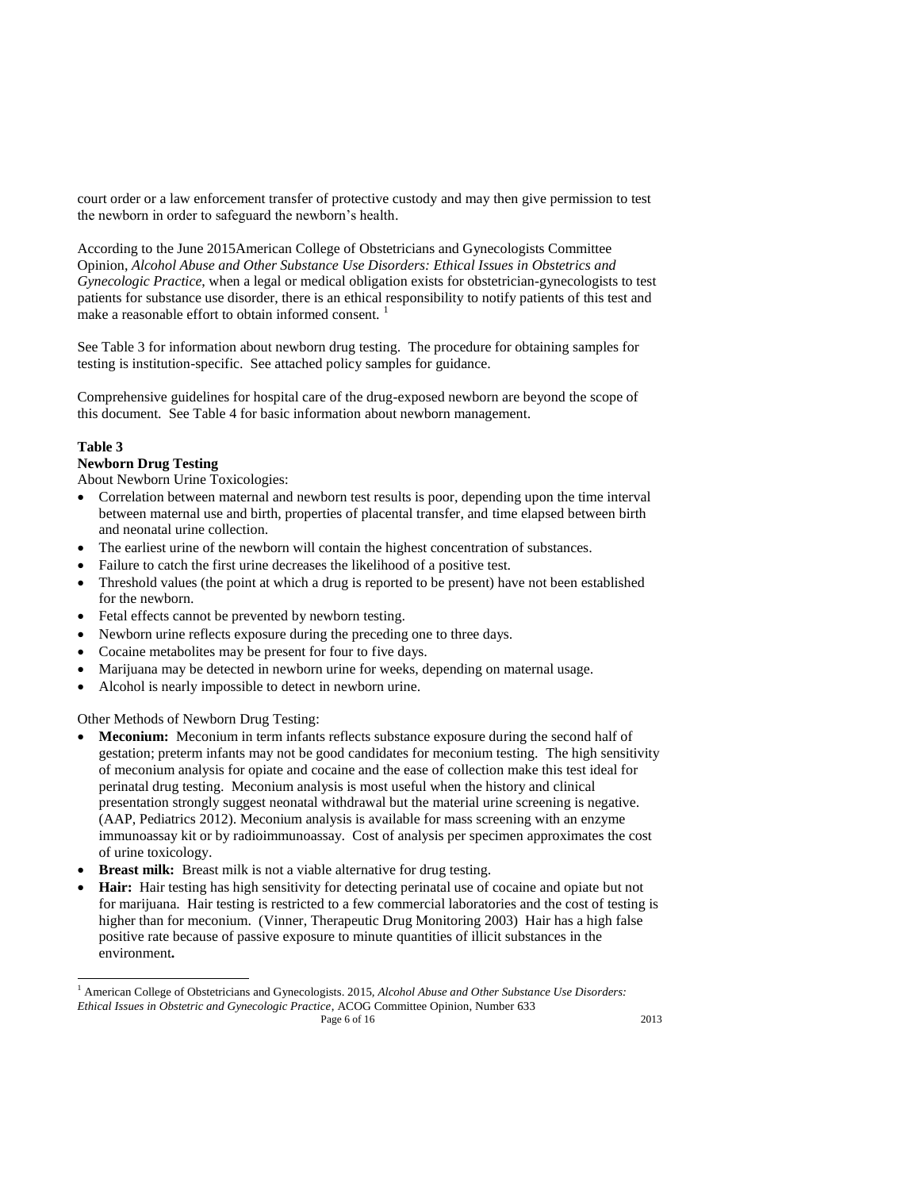court order or a law enforcement transfer of protective custody and may then give permission to test the newborn in order to safeguard the newborn's health.

According to the June 2015American College of Obstetricians and Gynecologists Committee Opinion, *Alcohol Abuse and Other Substance Use Disorders: Ethical Issues in Obstetrics and Gynecologic Practice*, when a legal or medical obligation exists for obstetrician-gynecologists to test patients for substance use disorder, there is an ethical responsibility to notify patients of this test and make a reasonable effort to obtain informed consent. [1]

See Table 3 for information about newborn drug testing. The procedure for obtaining samples for testing is institution-specific. See attached policy samples for guidance.

Comprehensive guidelines for hospital care of the drug-exposed newborn are beyond the scope of this document. See Table 4 for basic information about newborn management.

**Table 3**

**Newborn Drug Testing**

About Newborn Urine Toxicologies:

- Correlation between maternal and newborn test results is poor, depending upon the time interval between maternal use and birth, properties of placental transfer, and time elapsed between birth and neonatal urine collection.
- The earliest urine of the newborn will contain the highest concentration of substances.
- Failure to catch the first urine decreases the likelihood of a positive test.
- Threshold values (the point at which a drug is reported to be present) have not been established for the newborn.
- Fetal effects cannot be prevented by newborn testing.
- Newborn urine reflects exposure during the preceding one to three days.
- Cocaine metabolites may be present for four to five days.
- Marijuana may be detected in newborn urine for weeks, depending on maternal usage.
- Alcohol is nearly impossible to detect in newborn urine.

Other Methods of Newborn Drug Testing:

- **Meconium:** Meconium in term infants reflects substance exposure during the second half of gestation; preterm infants may not be good candidates for meconium testing. The high sensitivity of meconium analysis for opiate and cocaine and the ease of collection make this test ideal for perinatal drug testing. Meconium analysis is most useful when the history and clinical presentation strongly suggest neonatal withdrawal but the material urine screening is negative. (AAP, Pediatrics 2012). Meconium analysis is available for mass screening with an enzyme immunoassay kit or by radioimmunoassay. Cost of analysis per specimen approximates the cost of urine toxicology.
- **Breast milk:** Breast milk is not a viable alternative for drug testing.
- **Hair:** Hair testing has high sensitivity for detecting perinatal use of cocaine and opiate but not for marijuana. Hair testing is restricted to a few commercial laboratories and the cost of testing is higher than for meconium. (Vinner, Therapeutic Drug Monitoring 2003) Hair has a high false positive rate because of passive exposure to minute quantities of illicit substances in the environment**.**

---

[1] American College of Obstetricians and Gynecologists. 2015, *Alcohol Abuse and Other Substance Use Disorders: Ethical Issues in Obstetric and Gynecologic Practice*, ACOG Committee Opinion, Number 633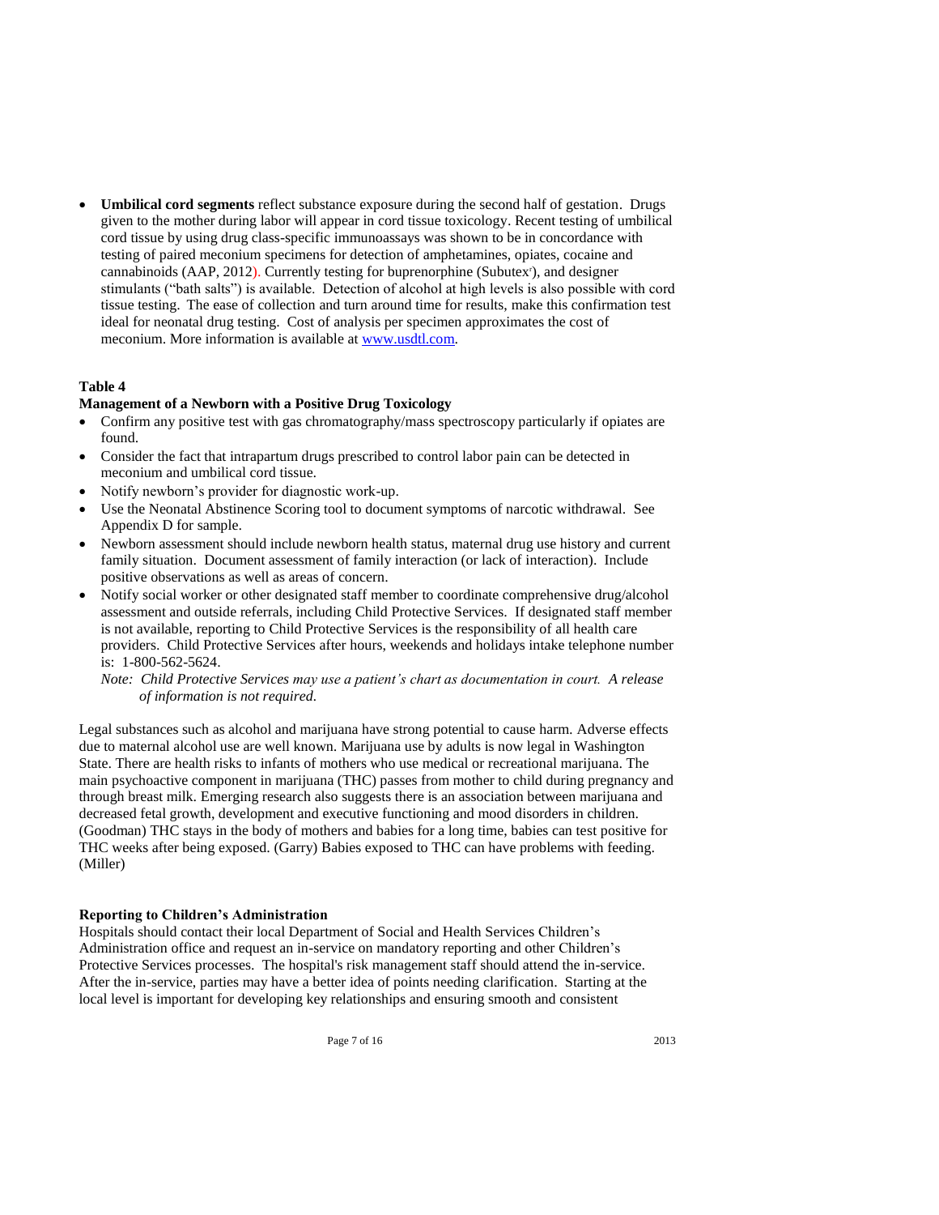- **Umbilical cord segments** reflect substance exposure during the second half of gestation. Drugs given to the mother during labor will appear in cord tissue toxicology. Recent testing of umbilical cord tissue by using drug class-specific immunoassays was shown to be in concordance with testing of paired meconium specimens for detection of amphetamines, opiates, cocaine and cannabinoids (AAP, 2012). Currently testing for buprenorphine (Subutex®), and designer stimulants ("bath salts") is available. Detection of alcohol at high levels is also possible with cord tissue testing. The ease of collection and turn around time for results, make this confirmation test ideal for neonatal drug testing. Cost of analysis per specimen approximates the cost of meconium. More information is available at www.usdtl.com.

**Table 4**

**Management of a Newborn with a Positive Drug Toxicology**

- Confirm any positive test with gas chromatography/mass spectroscopy particularly if opiates are found.
- Consider the fact that intrapartum drugs prescribed to control labor pain can be detected in meconium and umbilical cord tissue.
- Notify newborn's provider for diagnostic work-up.
- Use the Neonatal Abstinence Scoring tool to document symptoms of narcotic withdrawal. See Appendix D for sample.
- Newborn assessment should include newborn health status, maternal drug use history and current family situation. Document assessment of family interaction (or lack of interaction). Include positive observations as well as areas of concern.
- Notify social worker or other designated staff member to coordinate comprehensive drug/alcohol assessment and outside referrals, including Child Protective Services. If designated staff member is not available, reporting to Child Protective Services is the responsibility of all health care providers. Child Protective Services after hours, weekends and holidays intake telephone number is: 1-800-562-5624.

  *Note: Child Protective Services may use a patient's chart as documentation in court. A release of information is not required.*

Legal substances such as alcohol and marijuana have strong potential to cause harm. Adverse effects due to maternal alcohol use are well known. Marijuana use by adults is now legal in Washington State. There are health risks to infants of mothers who use medical or recreational marijuana. The main psychoactive component in marijuana (THC) passes from mother to child during pregnancy and through breast milk. Emerging research also suggests there is an association between marijuana and decreased fetal growth, development and executive functioning and mood disorders in children. (Goodman) THC stays in the body of mothers and babies for a long time, babies can test positive for THC weeks after being exposed. (Garry) Babies exposed to THC can have problems with feeding. (Miller)

**Reporting to Children's Administration**

Hospitals should contact their local Department of Social and Health Services Children's Administration office and request an in-service on mandatory reporting and other Children's Protective Services processes. The hospital's risk management staff should attend the in-service. After the in-service, parties may have a better idea of points needing clarification. Starting at the local level is important for developing key relationships and ensuring smooth and consistent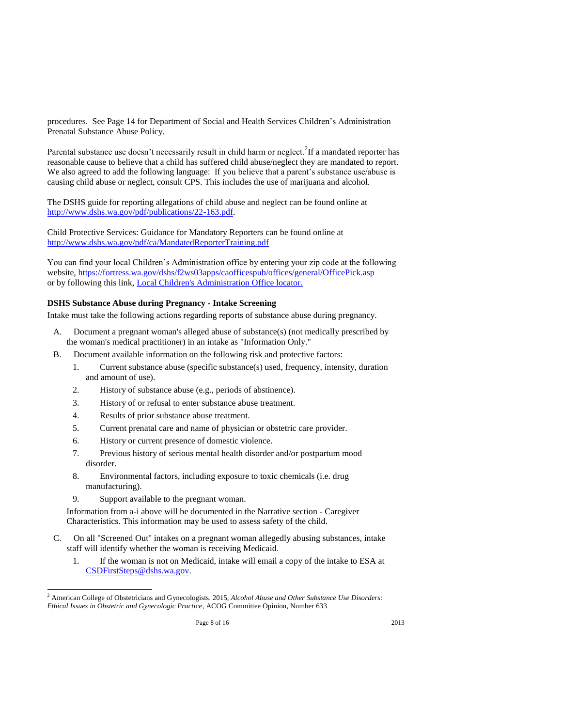procedures. See Page 14 for Department of Social and Health Services Children's Administration Prenatal Substance Abuse Policy.

Parental substance use doesn't necessarily result in child harm or neglect.[2] If a mandated reporter has reasonable cause to believe that a child has suffered child abuse/neglect they are mandated to report. We also agreed to add the following language: If you believe that a parent's substance use/abuse is causing child abuse or neglect, consult CPS. This includes the use of marijuana and alcohol.

The DSHS guide for reporting allegations of child abuse and neglect can be found online at [http://www.dshs.wa.gov/pdf/publications/22-163.pdf](http://www.dshs.wa.gov/pdf/publications/22-163.pdf).

Child Protective Services: Guidance for Mandatory Reporters can be found online at [http://www.dshs.wa.gov/pdf/ca/MandatedReporterTraining.pdf](http://www.dshs.wa.gov/pdf/ca/MandatedReporterTraining.pdf)

You can find your local Children's Administration office by entering your zip code at the following website, [https://fortress.wa.gov/dshs/f2ws03apps/caofficespub/offices/general/OfficePick.asp](https://fortress.wa.gov/dshs/f2ws03apps/caofficespub/offices/general/OfficePick.asp) or by following this link, Local Children's Administration Office locator.

**DSHS Substance Abuse during Pregnancy - Intake Screening**

Intake must take the following actions regarding reports of substance abuse during pregnancy.

A. Document a pregnant woman's alleged abuse of substance(s) (not medically prescribed by the woman's medical practitioner) in an intake as "Information Only."

B. Document available information on the following risk and protective factors:

   1. Current substance abuse (specific substance(s) used, frequency, intensity, duration and amount of use).
   2. History of substance abuse (e.g., periods of abstinence).
   3. History of or refusal to enter substance abuse treatment.
   4. Results of prior substance abuse treatment.
   5. Current prenatal care and name of physician or obstetric care provider.
   6. History or current presence of domestic violence.
   7. Previous history of serious mental health disorder and/or postpartum mood disorder.
   8. Environmental factors, including exposure to toxic chemicals (i.e. drug manufacturing).
   9. Support available to the pregnant woman.

   Information from a-i above will be documented in the Narrative section - Caregiver Characteristics. This information may be used to assess safety of the child.

C. On all "Screened Out" intakes on a pregnant woman allegedly abusing substances, intake staff will identify whether the woman is receiving Medicaid.

   1. If the woman is not on Medicaid, intake will email a copy of the intake to ESA at CSDFirstSteps@dshs.wa.gov.

---

[2] American College of Obstetricians and Gynecologists. 2015, *Alcohol Abuse and Other Substance Use Disorders: Ethical Issues in Obstetric and Gynecologic Practice*, ACOG Committee Opinion, Number 633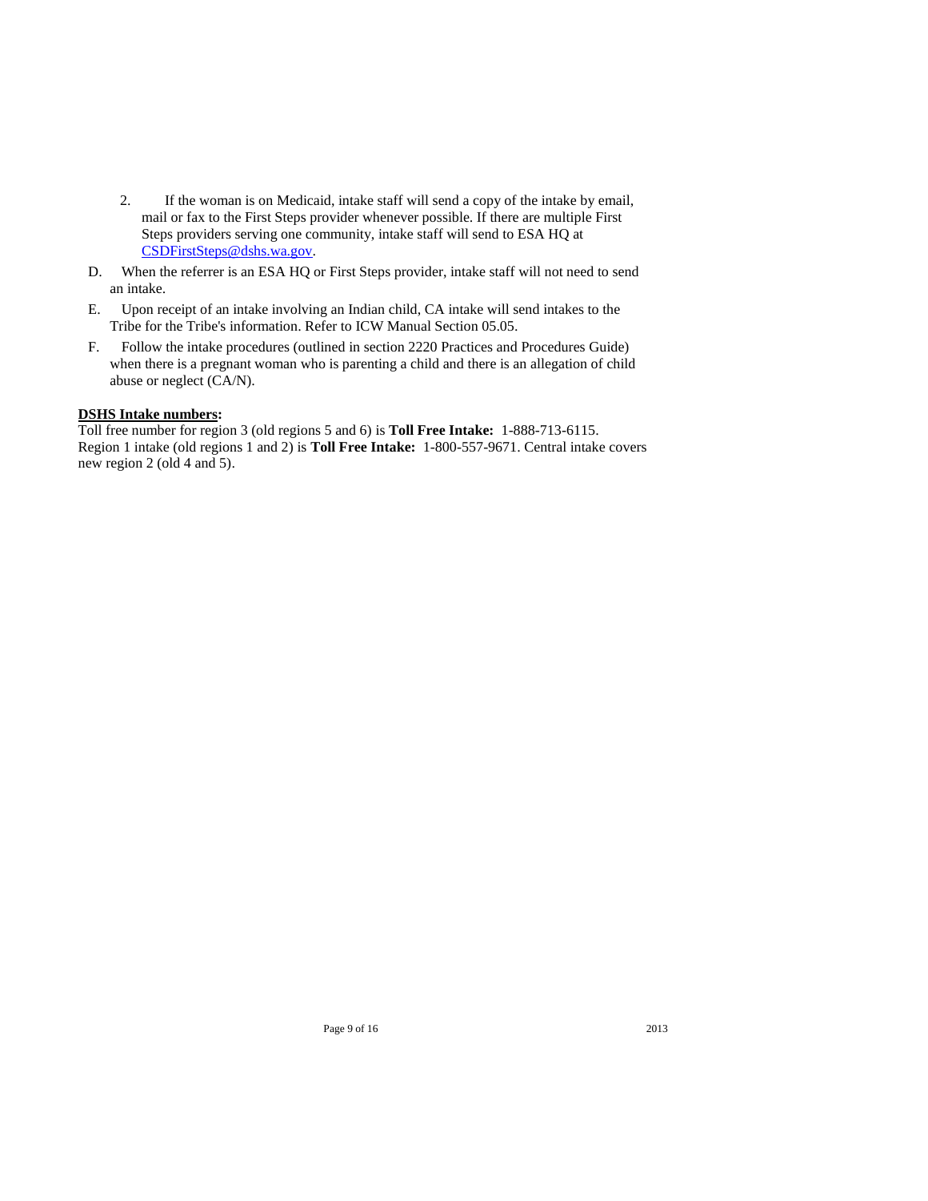2. If the woman is on Medicaid, intake staff will send a copy of the intake by email, mail or fax to the First Steps provider whenever possible. If there are multiple First Steps providers serving one community, intake staff will send to ESA HQ at [CSDFirstSteps@dshs.wa.gov](mailto:CSDFirstSteps@dshs.wa.gov).

D. When the referrer is an ESA HQ or First Steps provider, intake staff will not need to send an intake.

E. Upon receipt of an intake involving an Indian child, CA intake will send intakes to the Tribe for the Tribe's information. Refer to ICW Manual Section 05.05.

F. Follow the intake procedures (outlined in section 2220 Practices and Procedures Guide) when there is a pregnant woman who is parenting a child and there is an allegation of child abuse or neglect (CA/N).

**DSHS Intake numbers:**

Toll free number for region 3 (old regions 5 and 6) is **Toll Free Intake:** 1-888-713-6115. Region 1 intake (old regions 1 and 2) is **Toll Free Intake:** 1-800-557-9671. Central intake covers new region 2 (old 4 and 5).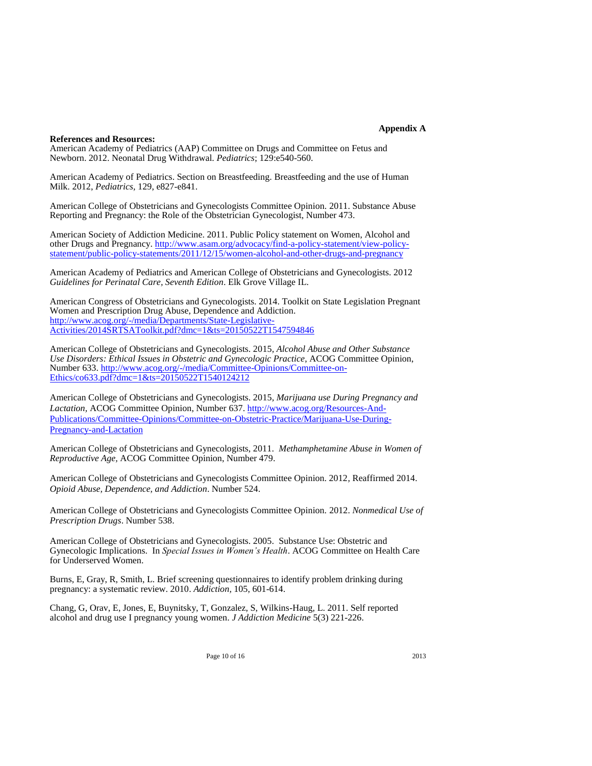**Appendix A**

**References and Resources:**

American Academy of Pediatrics (AAP) Committee on Drugs and Committee on Fetus and Newborn. 2012. Neonatal Drug Withdrawal. *Pediatrics*; 129:e540-560.

American Academy of Pediatrics. Section on Breastfeeding. Breastfeeding and the use of Human Milk. 2012, *Pediatrics*, 129, e827-e841.

American College of Obstetricians and Gynecologists Committee Opinion. 2011. Substance Abuse Reporting and Pregnancy: the Role of the Obstetrician Gynecologist, Number 473.

American Society of Addiction Medicine. 2011. Public Policy statement on Women, Alcohol and other Drugs and Pregnancy. http://www.asam.org/advocacy/find-a-policy-statement/view-policy-statement/public-policy-statements/2011/12/15/women-alcohol-and-other-drugs-and-pregnancy

American Academy of Pediatrics and American College of Obstetricians and Gynecologists. 2012 *Guidelines for Perinatal Care, Seventh Edition*. Elk Grove Village IL.

American Congress of Obstetricians and Gynecologists. 2014. Toolkit on State Legislation Pregnant Women and Prescription Drug Abuse, Dependence and Addiction. http://www.acog.org/-/media/Departments/State-Legislative-Activities/2014SRTSAToolkit.pdf?dmc=1&ts=20150522T1547594846

American College of Obstetricians and Gynecologists. 2015, *Alcohol Abuse and Other Substance Use Disorders: Ethical Issues in Obstetric and Gynecologic Practice*, ACOG Committee Opinion, Number 633. http://www.acog.org/-/media/Committee-Opinions/Committee-on-Ethics/co633.pdf?dmc=1&ts=20150522T1540124212

American College of Obstetricians and Gynecologists. 2015, *Marijuana use During Pregnancy and Lactation*, ACOG Committee Opinion, Number 637. http://www.acog.org/Resources-And-Publications/Committee-Opinions/Committee-on-Obstetric-Practice/Marijuana-Use-During-Pregnancy-and-Lactation

American College of Obstetricians and Gynecologists, 2011. *Methamphetamine Abuse in Women of Reproductive Age*, ACOG Committee Opinion, Number 479.

American College of Obstetricians and Gynecologists Committee Opinion. 2012, Reaffirmed 2014. *Opioid Abuse, Dependence, and Addiction*. Number 524.

American College of Obstetricians and Gynecologists Committee Opinion. 2012. *Nonmedical Use of Prescription Drugs*. Number 538.

American College of Obstetricians and Gynecologists. 2005. Substance Use: Obstetric and Gynecologic Implications. In *Special Issues in Women's Health*. ACOG Committee on Health Care for Underserved Women.

Burns, E, Gray, R, Smith, L. Brief screening questionnaires to identify problem drinking during pregnancy: a systematic review. 2010. *Addiction*, 105, 601-614.

Chang, G, Orav, E, Jones, E, Buynitsky, T, Gonzalez, S, Wilkins-Haug, L. 2011. Self reported alcohol and drug use I pregnancy young women. *J Addiction Medicine* 5(3) 221-226.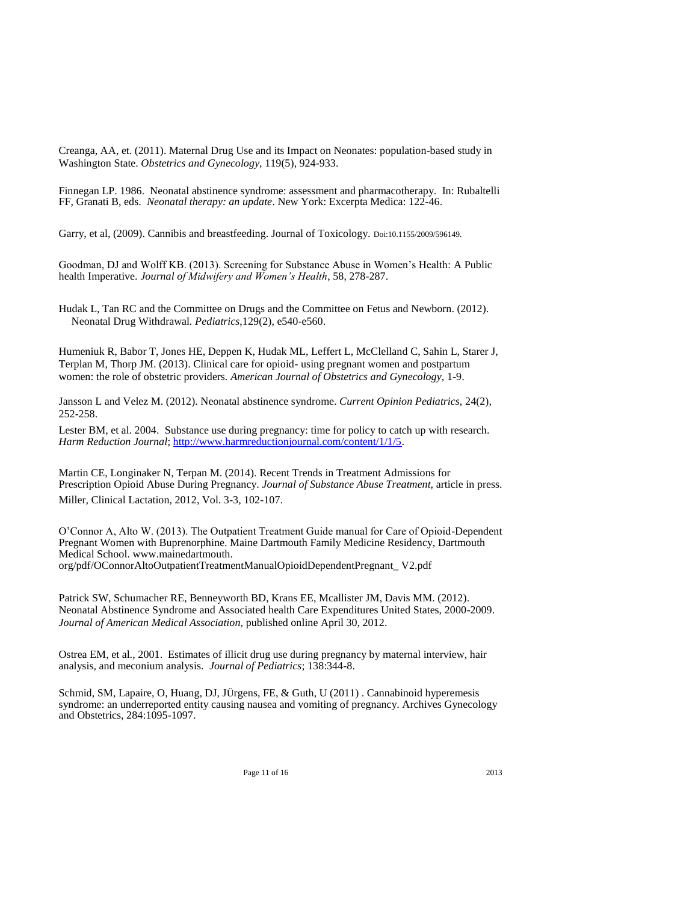Creanga, AA, et. (2011). Maternal Drug Use and its Impact on Neonates: population-based study in Washington State. *Obstetrics and Gynecology*, 119(5), 924-933.

Finnegan LP. 1986. Neonatal abstinence syndrome: assessment and pharmacotherapy. In: Rubaltelli FF, Granati B, eds. *Neonatal therapy: an update*. New York: Excerpta Medica: 122-46.

Garry, et al, (2009). Cannibis and breastfeeding. Journal of Toxicology. Doi:10.1155/2009/596149.

Goodman, DJ and Wolff KB. (2013). Screening for Substance Abuse in Women's Health: A Public health Imperative. *Journal of Midwifery and Women's Health*, 58, 278-287.

Hudak L, Tan RC and the Committee on Drugs and the Committee on Fetus and Newborn. (2012). Neonatal Drug Withdrawal. *Pediatrics*,129(2), e540-e560.

Humeniuk R, Babor T, Jones HE, Deppen K, Hudak ML, Leffert L, McClelland C, Sahin L, Starer J, Terplan M, Thorp JM. (2013). Clinical care for opioid- using pregnant women and postpartum women: the role of obstetric providers. *American Journal of Obstetrics and Gynecology,* 1-9.

Jansson L and Velez M. (2012). Neonatal abstinence syndrome. *Current Opinion Pediatrics*, 24(2), 252-258.

Lester BM, et al. 2004. Substance use during pregnancy: time for policy to catch up with research. *Harm Reduction Journal*; http://www.harmreductionjournal.com/content/1/1/5.

Martin CE, Longinaker N, Terpan M. (2014). Recent Trends in Treatment Admissions for Prescription Opioid Abuse During Pregnancy. *Journal of Substance Abuse Treatment,* article in press.

Miller, Clinical Lactation, 2012, Vol. 3-3, 102-107.

O'Connor A, Alto W. (2013). The Outpatient Treatment Guide manual for Care of Opioid-Dependent Pregnant Women with Buprenorphine. Maine Dartmouth Family Medicine Residency, Dartmouth Medical School. www.mainedartmouth. org/pdf/OConnorAltoOutpatientTreatmentManualOpioidDependentPregnant_ V2.pdf

Patrick SW, Schumacher RE, Benneyworth BD, Krans EE, Mcallister JM, Davis MM. (2012). Neonatal Abstinence Syndrome and Associated health Care Expenditures United States, 2000-2009. *Journal of American Medical Association,* published online April 30, 2012.

Ostrea EM, et al., 2001. Estimates of illicit drug use during pregnancy by maternal interview, hair analysis, and meconium analysis. *Journal of Pediatrics*; 138:344-8.

Schmid, SM, Lapaire, O, Huang, DJ, JÜrgens, FE, & Guth, U (2011) . Cannabinoid hyperemesis syndrome: an underreported entity causing nausea and vomiting of pregnancy. Archives Gynecology and Obstetrics, 284:1095-1097.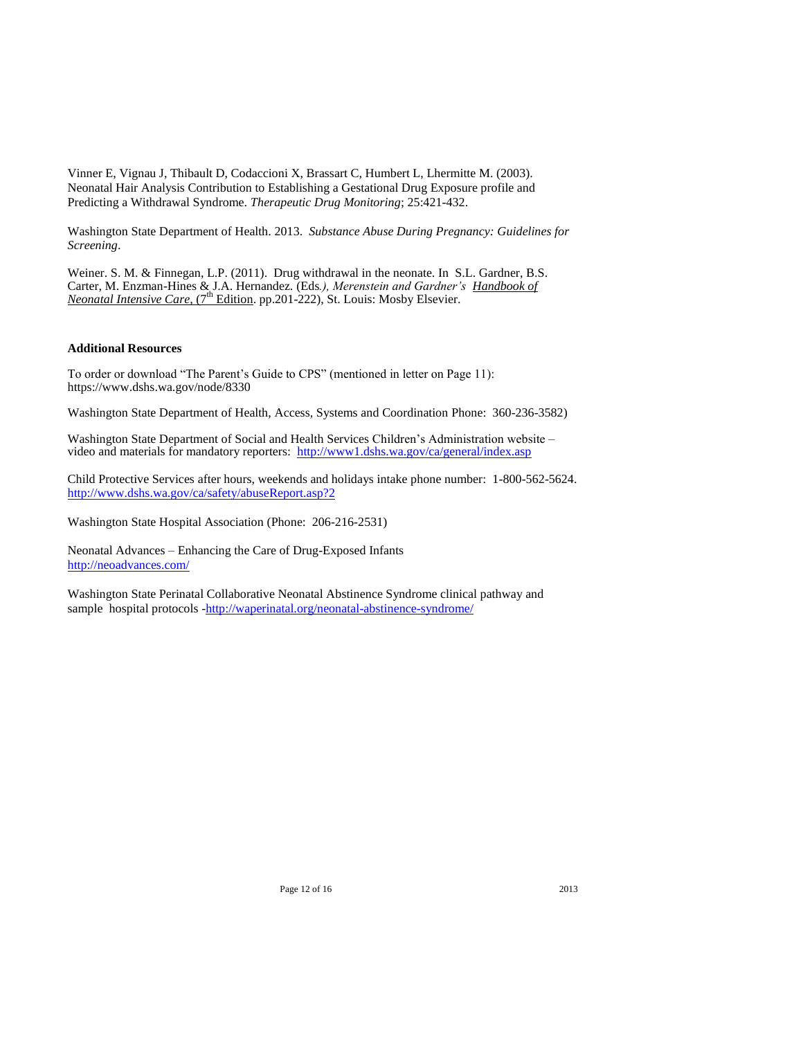Vinner E, Vignau J, Thibault D, Codaccioni X, Brassart C, Humbert L, Lhermitte M. (2003). Neonatal Hair Analysis Contribution to Establishing a Gestational Drug Exposure profile and Predicting a Withdrawal Syndrome. *Therapeutic Drug Monitoring*; 25:421-432.

Washington State Department of Health. 2013. *Substance Abuse During Pregnancy: Guidelines for Screening*.

Weiner. S. M. & Finnegan, L.P. (2011). Drug withdrawal in the neonate. In S.L. Gardner, B.S. Carter, M. Enzman-Hines & J.A. Hernandez. (Eds*.), Merenstein and Gardner's* Handbook of Neonatal Intensive Care, (7th Edition. pp.201-222), St. Louis: Mosby Elsevier.

**Additional Resources**

To order or download "The Parent's Guide to CPS" (mentioned in letter on Page 11): https://www.dshs.wa.gov/node/8330

Washington State Department of Health, Access, Systems and Coordination Phone: 360-236-3582)

Washington State Department of Social and Health Services Children's Administration website – video and materials for mandatory reporters: http://www1.dshs.wa.gov/ca/general/index.asp

Child Protective Services after hours, weekends and holidays intake phone number: 1-800-562-5624. http://www.dshs.wa.gov/ca/safety/abuseReport.asp?2

Washington State Hospital Association (Phone: 206-216-2531)

Neonatal Advances – Enhancing the Care of Drug-Exposed Infants
http://neoadvances.com/

Washington State Perinatal Collaborative Neonatal Abstinence Syndrome clinical pathway and sample hospital protocols -http://waperinatal.org/neonatal-abstinence-syndrome/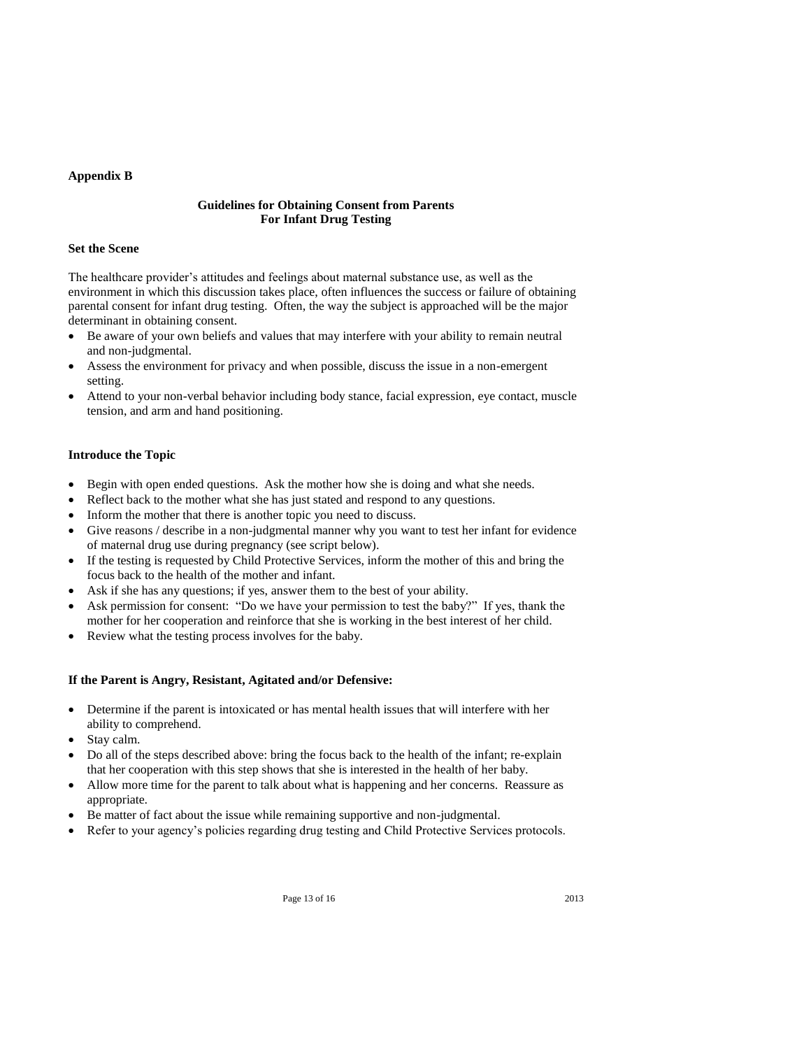**Appendix B**

## Guidelines for Obtaining Consent from Parents For Infant Drug Testing

### Set the Scene

The healthcare provider's attitudes and feelings about maternal substance use, as well as the environment in which this discussion takes place, often influences the success or failure of obtaining parental consent for infant drug testing. Often, the way the subject is approached will be the major determinant in obtaining consent.

- Be aware of your own beliefs and values that may interfere with your ability to remain neutral and non-judgmental.
- Assess the environment for privacy and when possible, discuss the issue in a non-emergent setting.
- Attend to your non-verbal behavior including body stance, facial expression, eye contact, muscle tension, and arm and hand positioning.

### Introduce the Topic

- Begin with open ended questions. Ask the mother how she is doing and what she needs.
- Reflect back to the mother what she has just stated and respond to any questions.
- Inform the mother that there is another topic you need to discuss.
- Give reasons / describe in a non-judgmental manner why you want to test her infant for evidence of maternal drug use during pregnancy (see script below).
- If the testing is requested by Child Protective Services, inform the mother of this and bring the focus back to the health of the mother and infant.
- Ask if she has any questions; if yes, answer them to the best of your ability.
- Ask permission for consent: "Do we have your permission to test the baby?" If yes, thank the mother for her cooperation and reinforce that she is working in the best interest of her child.
- Review what the testing process involves for the baby.

### If the Parent is Angry, Resistant, Agitated and/or Defensive:

- Determine if the parent is intoxicated or has mental health issues that will interfere with her ability to comprehend.
- Stay calm.
- Do all of the steps described above: bring the focus back to the health of the infant; re-explain that her cooperation with this step shows that she is interested in the health of her baby.
- Allow more time for the parent to talk about what is happening and her concerns. Reassure as appropriate.
- Be matter of fact about the issue while remaining supportive and non-judgmental.
- Refer to your agency's policies regarding drug testing and Child Protective Services protocols.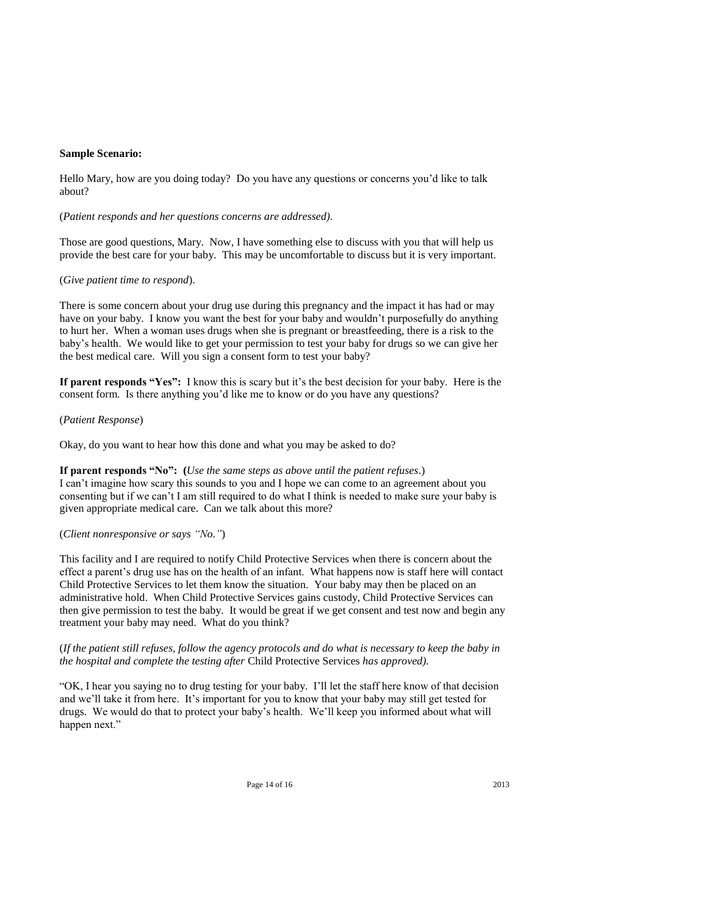**Sample Scenario:**

Hello Mary, how are you doing today? Do you have any questions or concerns you'd like to talk about?

(*Patient responds and her questions concerns are addressed).*

Those are good questions, Mary. Now, I have something else to discuss with you that will help us provide the best care for your baby. This may be uncomfortable to discuss but it is very important.

(*Give patient time to respond*).

There is some concern about your drug use during this pregnancy and the impact it has had or may have on your baby. I know you want the best for your baby and wouldn't purposefully do anything to hurt her. When a woman uses drugs when she is pregnant or breastfeeding, there is a risk to the baby's health. We would like to get your permission to test your baby for drugs so we can give her the best medical care. Will you sign a consent form to test your baby?

**If parent responds "Yes":** I know this is scary but it's the best decision for your baby. Here is the consent form. Is there anything you'd like me to know or do you have any questions?

(*Patient Response*)

Okay, do you want to hear how this done and what you may be asked to do?

**If parent responds "No": (***Use the same steps as above until the patient refuses*.)
I can't imagine how scary this sounds to you and I hope we can come to an agreement about you consenting but if we can't I am still required to do what I think is needed to make sure your baby is given appropriate medical care. Can we talk about this more?

(*Client nonresponsive or says "No."*)

This facility and I are required to notify Child Protective Services when there is concern about the effect a parent's drug use has on the health of an infant. What happens now is staff here will contact Child Protective Services to let them know the situation. Your baby may then be placed on an administrative hold. When Child Protective Services gains custody, Child Protective Services can then give permission to test the baby. It would be great if we get consent and test now and begin any treatment your baby may need. What do you think?

(*If the patient still refuses, follow the agency protocols and do what is necessary to keep the baby in the hospital and complete the testing after* Child Protective Services *has approved).*

"OK, I hear you saying no to drug testing for your baby. I'll let the staff here know of that decision and we'll take it from here. It's important for you to know that your baby may still get tested for drugs. We would do that to protect your baby's health. We'll keep you informed about what will happen next."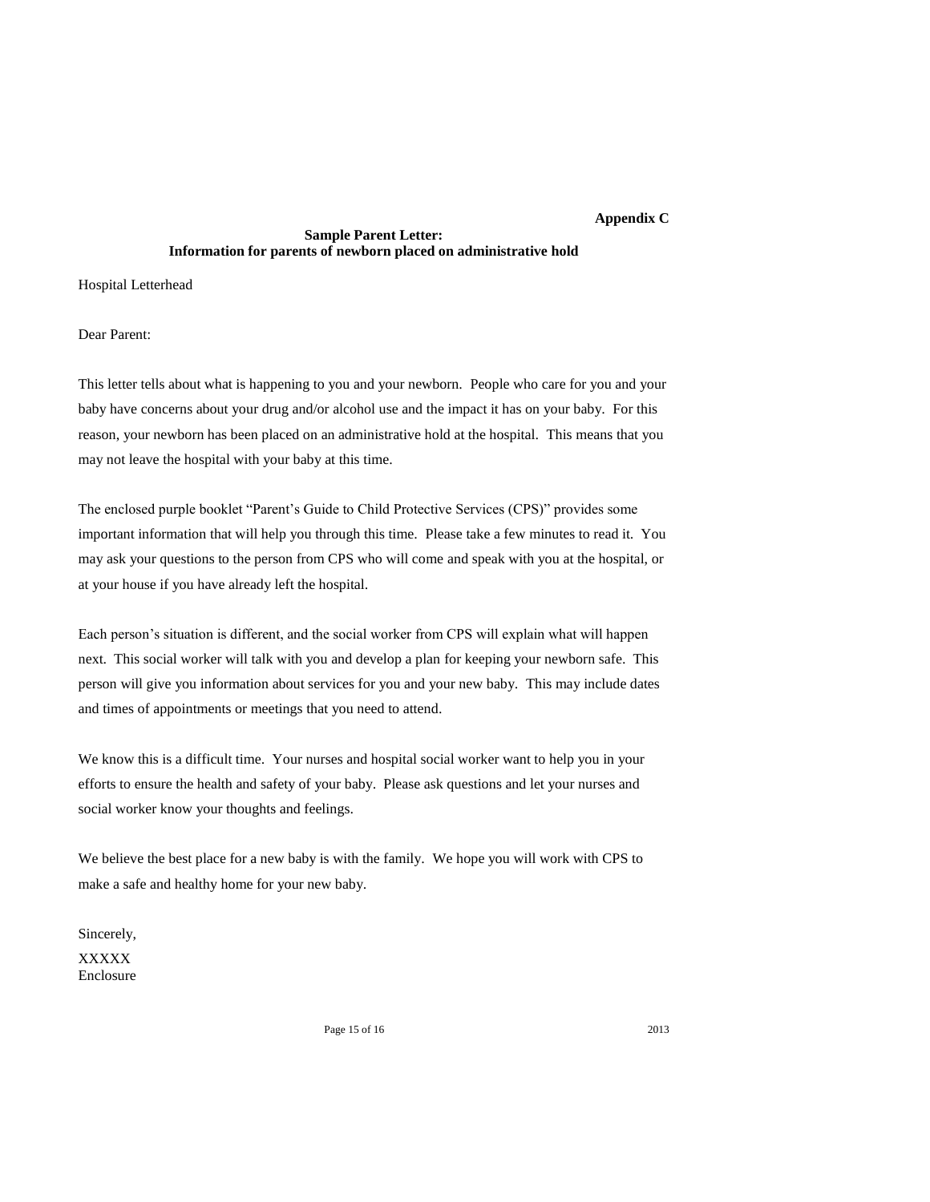**Appendix C**

## Sample Parent Letter: Information for parents of newborn placed on administrative hold

Hospital Letterhead

Dear Parent:

This letter tells about what is happening to you and your newborn. People who care for you and your baby have concerns about your drug and/or alcohol use and the impact it has on your baby. For this reason, your newborn has been placed on an administrative hold at the hospital. This means that you may not leave the hospital with your baby at this time.

The enclosed purple booklet "Parent's Guide to Child Protective Services (CPS)" provides some important information that will help you through this time. Please take a few minutes to read it. You may ask your questions to the person from CPS who will come and speak with you at the hospital, or at your house if you have already left the hospital.

Each person's situation is different, and the social worker from CPS will explain what will happen next. This social worker will talk with you and develop a plan for keeping your newborn safe. This person will give you information about services for you and your new baby. This may include dates and times of appointments or meetings that you need to attend.

We know this is a difficult time. Your nurses and hospital social worker want to help you in your efforts to ensure the health and safety of your baby. Please ask questions and let your nurses and social worker know your thoughts and feelings.

We believe the best place for a new baby is with the family. We hope you will work with CPS to make a safe and healthy home for your new baby.

Sincerely,

XXXXX
Enclosure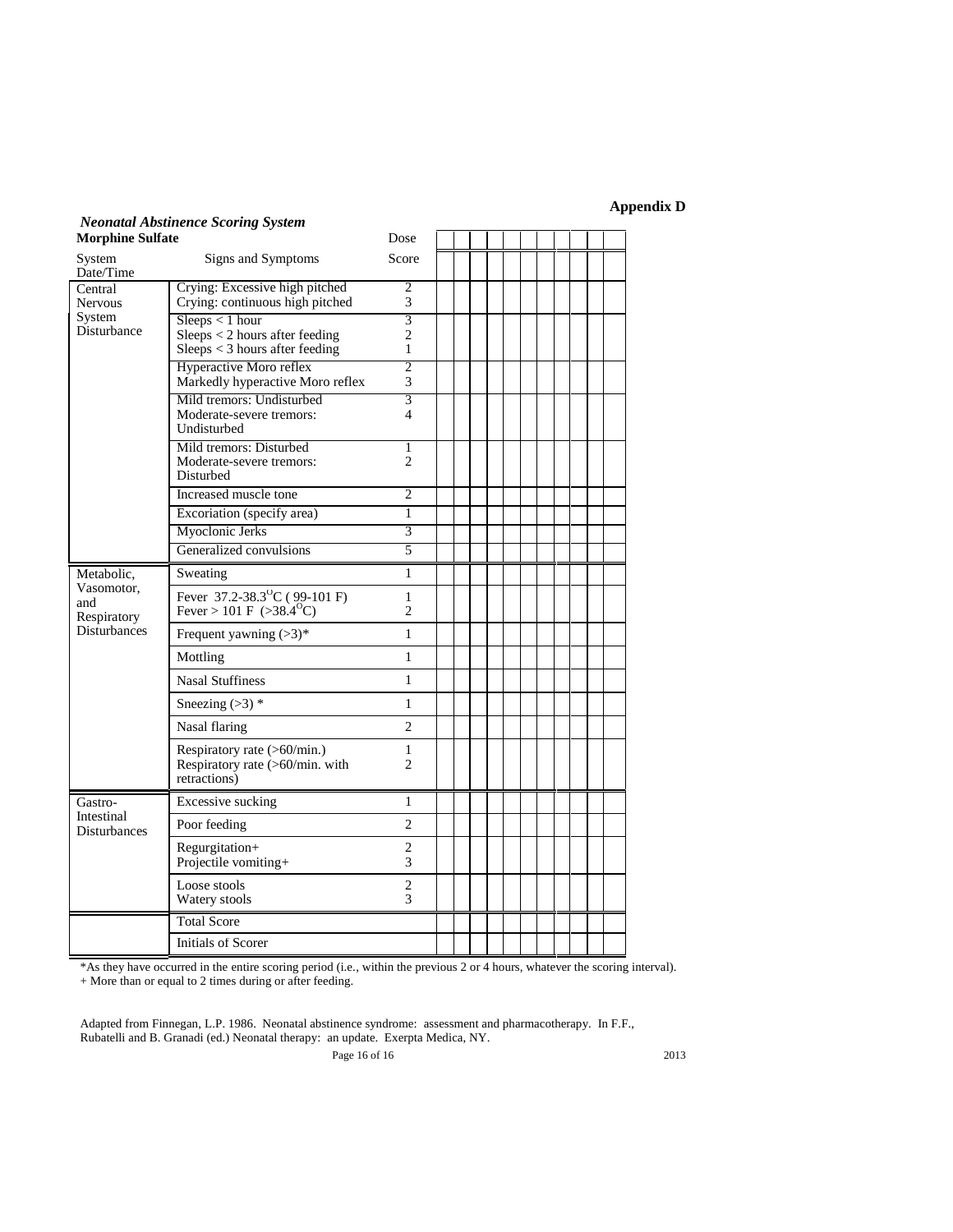**Appendix D**

***Neonatal Abstinence Scoring System***

| **Morphine Sulfate** | | Dose | | | | | | | | | | | |
|---|---|---|---|---|---|---|---|---|---|---|---|---|---|
| System Date/Time | Signs and Symptoms | Score | | | | | | | | | | | |
| Central Nervous System Disturbance | Crying: Excessive high pitched<br>Crying: continuous high pitched | 2<br>3 | | | | | | | | | | | |
| | Sleeps < 1 hour<br>Sleeps < 2 hours after feeding<br>Sleeps < 3 hours after feeding | 3<br>2<br>1 | | | | | | | | | | | |
| | Hyperactive Moro reflex<br>Markedly hyperactive Moro reflex | 2<br>3 | | | | | | | | | | | |
| | Mild tremors: Undisturbed<br>Moderate-severe tremors: Undisturbed | 3<br>4 | | | | | | | | | | | |
| | Mild tremors: Disturbed<br>Moderate-severe tremors: Disturbed | 1<br>2 | | | | | | | | | | | |
| | Increased muscle tone | 2 | | | | | | | | | | | |
| | Excoriation (specify area) | 1 | | | | | | | | | | | |
| | Myoclonic Jerks | 3 | | | | | | | | | | | |
| | Generalized convulsions | 5 | | | | | | | | | | | |
| Metabolic, Vasomotor, and Respiratory Disturbances | Sweating | 1 | | | | | | | | | | | |
| | Fever 37.2-38.3°C ( 99-101 F)<br>Fever > 101 F (>38.4°C) | 1<br>2 | | | | | | | | | | | |
| | Frequent yawning (>3)* | 1 | | | | | | | | | | | |
| | Mottling | 1 | | | | | | | | | | | |
| | Nasal Stuffiness | 1 | | | | | | | | | | | |
| | Sneezing (>3) * | 1 | | | | | | | | | | | |
| | Nasal flaring | 2 | | | | | | | | | | | |
| | Respiratory rate (>60/min.)<br>Respiratory rate (>60/min. with retractions) | 1<br>2 | | | | | | | | | | | |
| Gastro-Intestinal Disturbances | Excessive sucking | 1 | | | | | | | | | | | |
| | Poor feeding | 2 | | | | | | | | | | | |
| | Regurgitation+<br>Projectile vomiting+ | 2<br>3 | | | | | | | | | | | |
| | Loose stools<br>Watery stools | 2<br>3 | | | | | | | | | | | |
| | Total Score | | | | | | | | | | | | |
| | Initials of Scorer | | | | | | | | | | | | |

*As they have occurred in the entire scoring period (i.e., within the previous 2 or 4 hours, whatever the scoring interval).
+ More than or equal to 2 times during or after feeding.

Adapted from Finnegan, L.P. 1986. Neonatal abstinence syndrome: assessment and pharmacotherapy. In F.F., Rubatelli and B. Granadi (ed.) Neonatal therapy: an update. Exerpta Medica, NY.

2013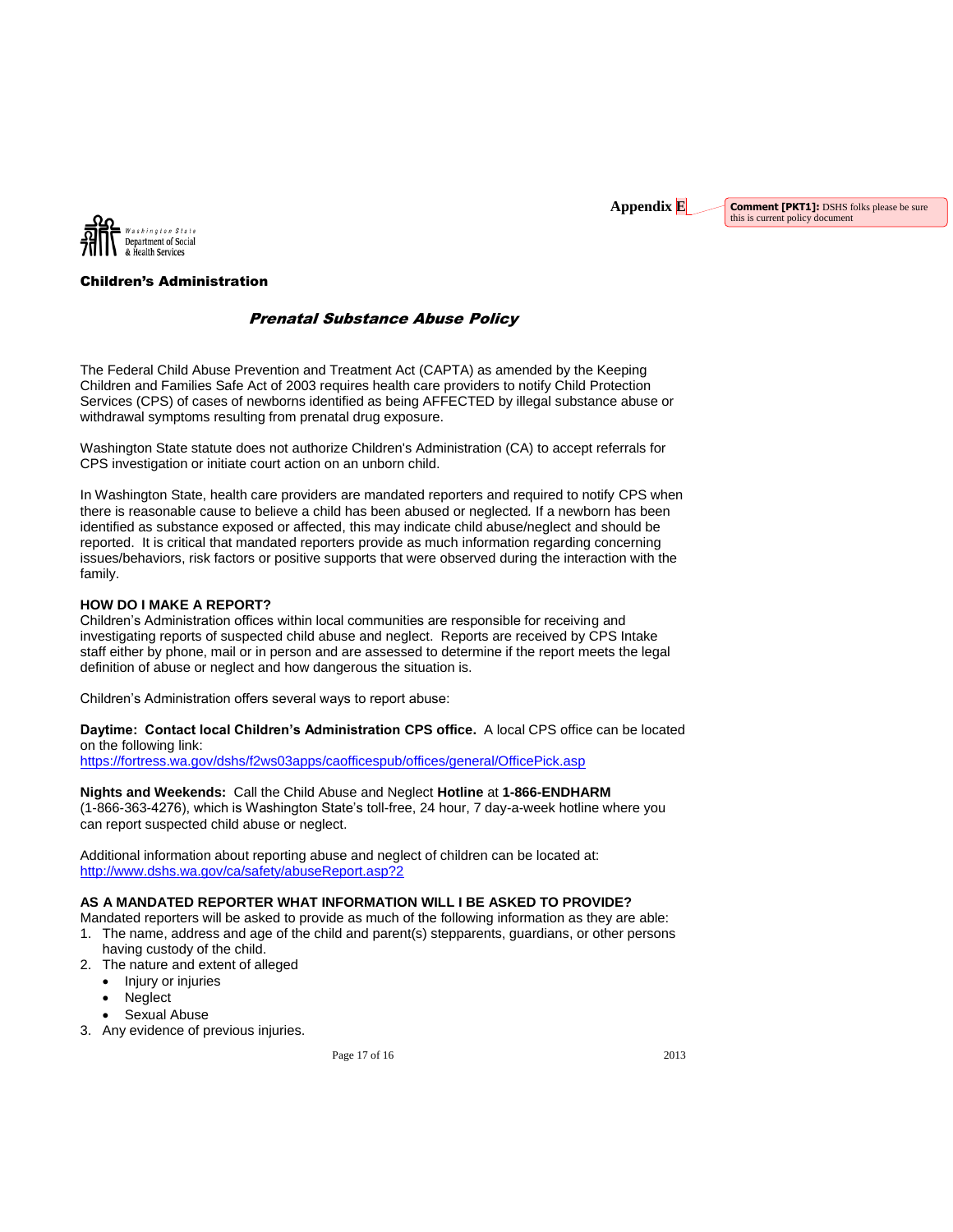Appendix E

Comment [PKT1]: DSHS folks please be sure this is current policy document

Washington State Department of Social & Health Services

**Children's Administration**

## *Prenatal Substance Abuse Policy*

The Federal Child Abuse Prevention and Treatment Act (CAPTA) as amended by the Keeping Children and Families Safe Act of 2003 requires health care providers to notify Child Protection Services (CPS) of cases of newborns identified as being AFFECTED by illegal substance abuse or withdrawal symptoms resulting from prenatal drug exposure.

Washington State statute does not authorize Children's Administration (CA) to accept referrals for CPS investigation or initiate court action on an unborn child.

In Washington State, health care providers are mandated reporters and required to notify CPS when there is reasonable cause to believe a child has been abused or neglected. If a newborn has been identified as substance exposed or affected, this may indicate child abuse/neglect and should be reported. It is critical that mandated reporters provide as much information regarding concerning issues/behaviors, risk factors or positive supports that were observed during the interaction with the family.

**HOW DO I MAKE A REPORT?**

Children's Administration offices within local communities are responsible for receiving and investigating reports of suspected child abuse and neglect. Reports are received by CPS Intake staff either by phone, mail or in person and are assessed to determine if the report meets the legal definition of abuse or neglect and how dangerous the situation is.

Children's Administration offers several ways to report abuse:

**Daytime: Contact local Children's Administration CPS office.** A local CPS office can be located on the following link:
https://fortress.wa.gov/dshs/f2ws03apps/caofficespub/offices/general/OfficePick.asp

**Nights and Weekends:** Call the Child Abuse and Neglect **Hotline** at **1-866-ENDHARM** (1-866-363-4276), which is Washington State's toll-free, 24 hour, 7 day-a-week hotline where you can report suspected child abuse or neglect.

Additional information about reporting abuse and neglect of children can be located at:
http://www.dshs.wa.gov/ca/safety/abuseReport.asp?2

**AS A MANDATED REPORTER WHAT INFORMATION WILL I BE ASKED TO PROVIDE?**

Mandated reporters will be asked to provide as much of the following information as they are able:

1. The name, address and age of the child and parent(s) stepparents, guardians, or other persons having custody of the child.
2. The nature and extent of alleged
   - Injury or injuries
   - Neglect
   - Sexual Abuse
3. Any evidence of previous injuries.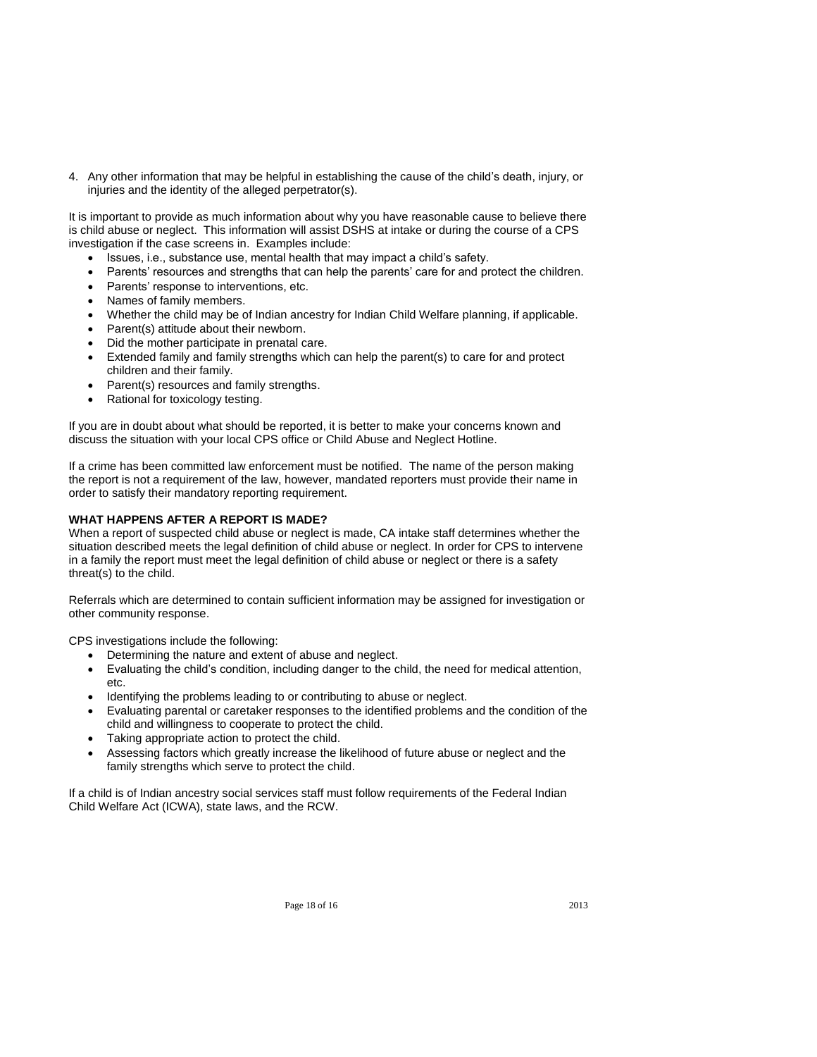4. Any other information that may be helpful in establishing the cause of the child's death, injury, or injuries and the identity of the alleged perpetrator(s).

It is important to provide as much information about why you have reasonable cause to believe there is child abuse or neglect. This information will assist DSHS at intake or during the course of a CPS investigation if the case screens in. Examples include:

- Issues, i.e., substance use, mental health that may impact a child's safety.
- Parents' resources and strengths that can help the parents' care for and protect the children.
- Parents' response to interventions, etc.
- Names of family members.
- Whether the child may be of Indian ancestry for Indian Child Welfare planning, if applicable.
- Parent(s) attitude about their newborn.
- Did the mother participate in prenatal care.
- Extended family and family strengths which can help the parent(s) to care for and protect children and their family.
- Parent(s) resources and family strengths.
- Rational for toxicology testing.

If you are in doubt about what should be reported, it is better to make your concerns known and discuss the situation with your local CPS office or Child Abuse and Neglect Hotline.

If a crime has been committed law enforcement must be notified. The name of the person making the report is not a requirement of the law, however, mandated reporters must provide their name in order to satisfy their mandatory reporting requirement.

**WHAT HAPPENS AFTER A REPORT IS MADE?**

When a report of suspected child abuse or neglect is made, CA intake staff determines whether the situation described meets the legal definition of child abuse or neglect. In order for CPS to intervene in a family the report must meet the legal definition of child abuse or neglect or there is a safety threat(s) to the child.

Referrals which are determined to contain sufficient information may be assigned for investigation or other community response.

CPS investigations include the following:

- Determining the nature and extent of abuse and neglect.
- Evaluating the child's condition, including danger to the child, the need for medical attention, etc.
- Identifying the problems leading to or contributing to abuse or neglect.
- Evaluating parental or caretaker responses to the identified problems and the condition of the child and willingness to cooperate to protect the child.
- Taking appropriate action to protect the child.
- Assessing factors which greatly increase the likelihood of future abuse or neglect and the family strengths which serve to protect the child.

If a child is of Indian ancestry social services staff must follow requirements of the Federal Indian Child Welfare Act (ICWA), state laws, and the RCW.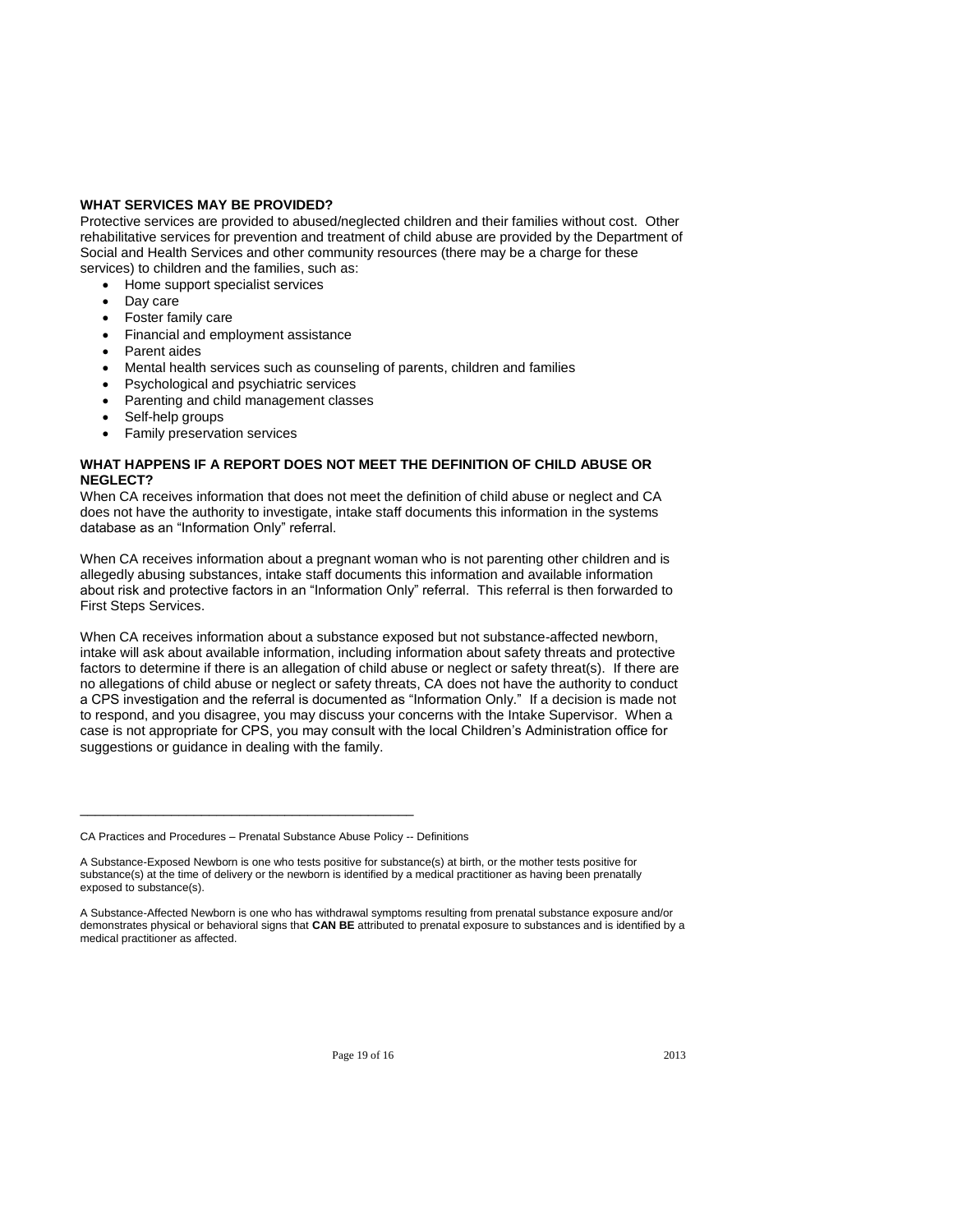**WHAT SERVICES MAY BE PROVIDED?**

Protective services are provided to abused/neglected children and their families without cost. Other rehabilitative services for prevention and treatment of child abuse are provided by the Department of Social and Health Services and other community resources (there may be a charge for these services) to children and the families, such as:

- Home support specialist services
- Day care
- Foster family care
- Financial and employment assistance
- Parent aides
- Mental health services such as counseling of parents, children and families
- Psychological and psychiatric services
- Parenting and child management classes
- Self-help groups
- Family preservation services

**WHAT HAPPENS IF A REPORT DOES NOT MEET THE DEFINITION OF CHILD ABUSE OR NEGLECT?**

When CA receives information that does not meet the definition of child abuse or neglect and CA does not have the authority to investigate, intake staff documents this information in the systems database as an "Information Only" referral.

When CA receives information about a pregnant woman who is not parenting other children and is allegedly abusing substances, intake staff documents this information and available information about risk and protective factors in an "Information Only" referral. This referral is then forwarded to First Steps Services.

When CA receives information about a substance exposed but not substance-affected newborn, intake will ask about available information, including information about safety threats and protective factors to determine if there is an allegation of child abuse or neglect or safety threat(s). If there are no allegations of child abuse or neglect or safety threats, CA does not have the authority to conduct a CPS investigation and the referral is documented as "Information Only." If a decision is made not to respond, and you disagree, you may discuss your concerns with the Intake Supervisor. When a case is not appropriate for CPS, you may consult with the local Children's Administration office for suggestions or guidance in dealing with the family.

---

CA Practices and Procedures – Prenatal Substance Abuse Policy -- Definitions

A Substance-Exposed Newborn is one who tests positive for substance(s) at birth, or the mother tests positive for substance(s) at the time of delivery or the newborn is identified by a medical practitioner as having been prenatally exposed to substance(s).

A Substance-Affected Newborn is one who has withdrawal symptoms resulting from prenatal substance exposure and/or demonstrates physical or behavioral signs that **CAN BE** attributed to prenatal exposure to substances and is identified by a medical practitioner as affected.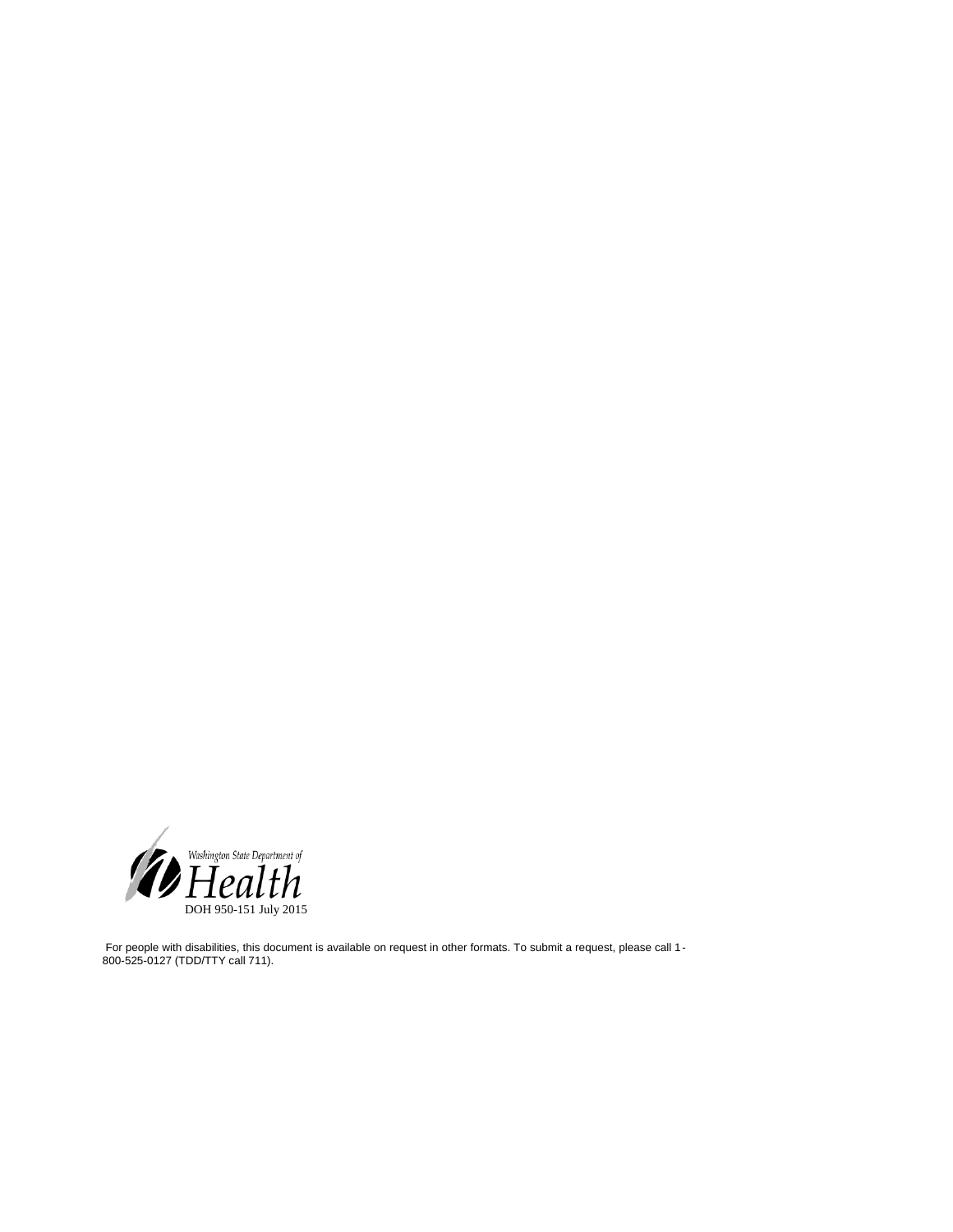Washington State Department of

Health

DOH 950-151 July 2015

For people with disabilities, this document is available on request in other formats. To submit a request, please call 1-800-525-0127 (TDD/TTY call 711).